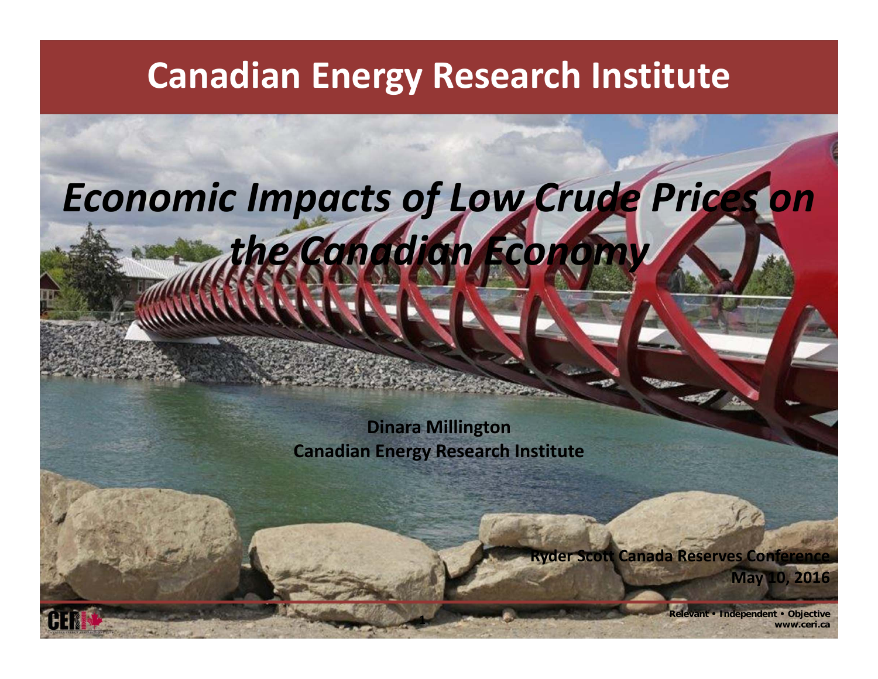# Canadian Energy Research Institute

## *Economic Impacts of Low Crude Prices on the Canadian Economy*

**Dinara Millington**
**Canadian Energy Research Institute**

**Ryder Scott Canada Reserves Conference**
**May 10, 2016**

**Relevant • Independent • Objective**
**www.ceri.ca**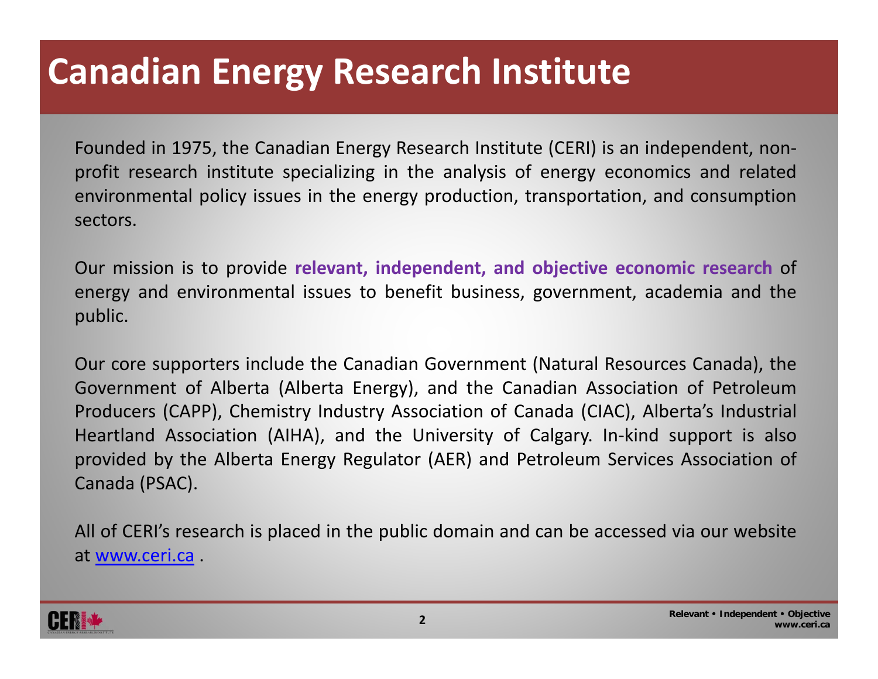# Canadian Energy Research Institute

Founded in 1975, the Canadian Energy Research Institute (CERI) is an independent, non-profit research institute specializing in the analysis of energy economics and related environmental policy issues in the energy production, transportation, and consumption sectors.

Our mission is to provide **relevant, independent, and objective economic research** of energy and environmental issues to benefit business, government, academia and the public.

Our core supporters include the Canadian Government (Natural Resources Canada), the Government of Alberta (Alberta Energy), and the Canadian Association of Petroleum Producers (CAPP), Chemistry Industry Association of Canada (CIAC), Alberta's Industrial Heartland Association (AIHA), and the University of Calgary. In-kind support is also provided by the Alberta Energy Regulator (AER) and Petroleum Services Association of Canada (PSAC).

All of CERI's research is placed in the public domain and can be accessed via our website at [www.ceri.ca](http://www.ceri.ca) .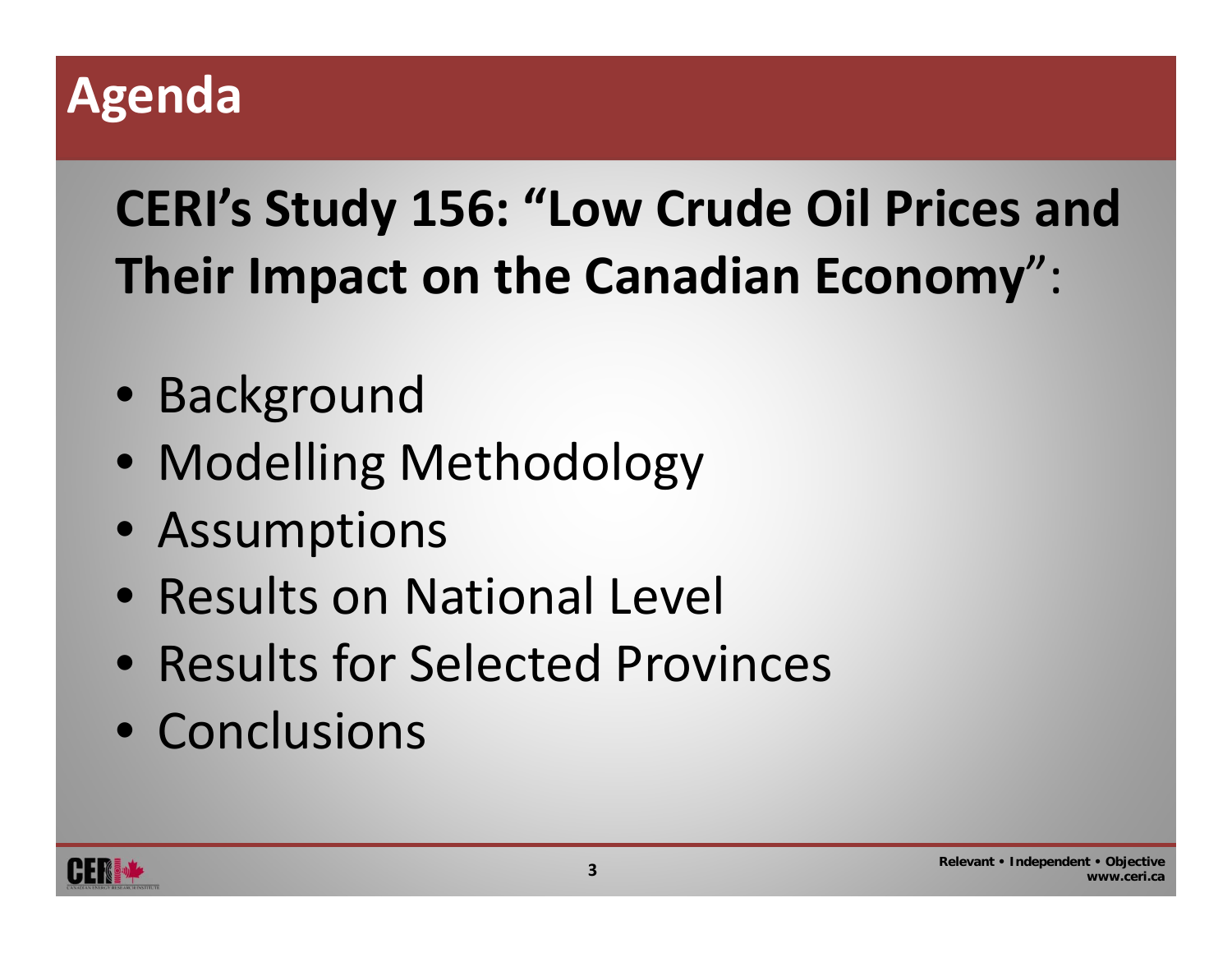# Agenda

**CERI's Study 156: "Low Crude Oil Prices and Their Impact on the Canadian Economy"**:

- Background
- Modelling Methodology
- Assumptions
- Results on National Level
- Results for Selected Provinces
- Conclusions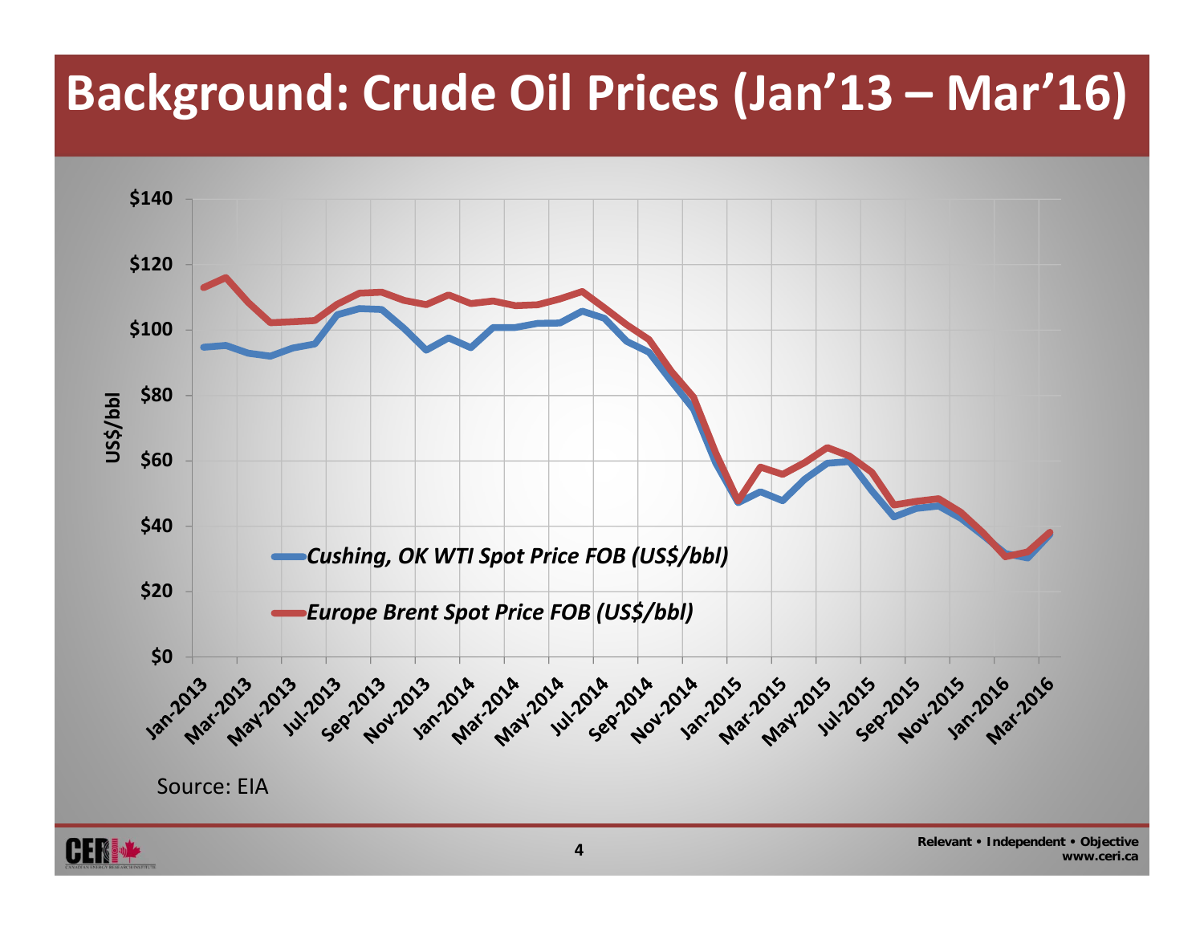# Background: Crude Oil Prices (Jan'13 – Mar'16)

Source: EIA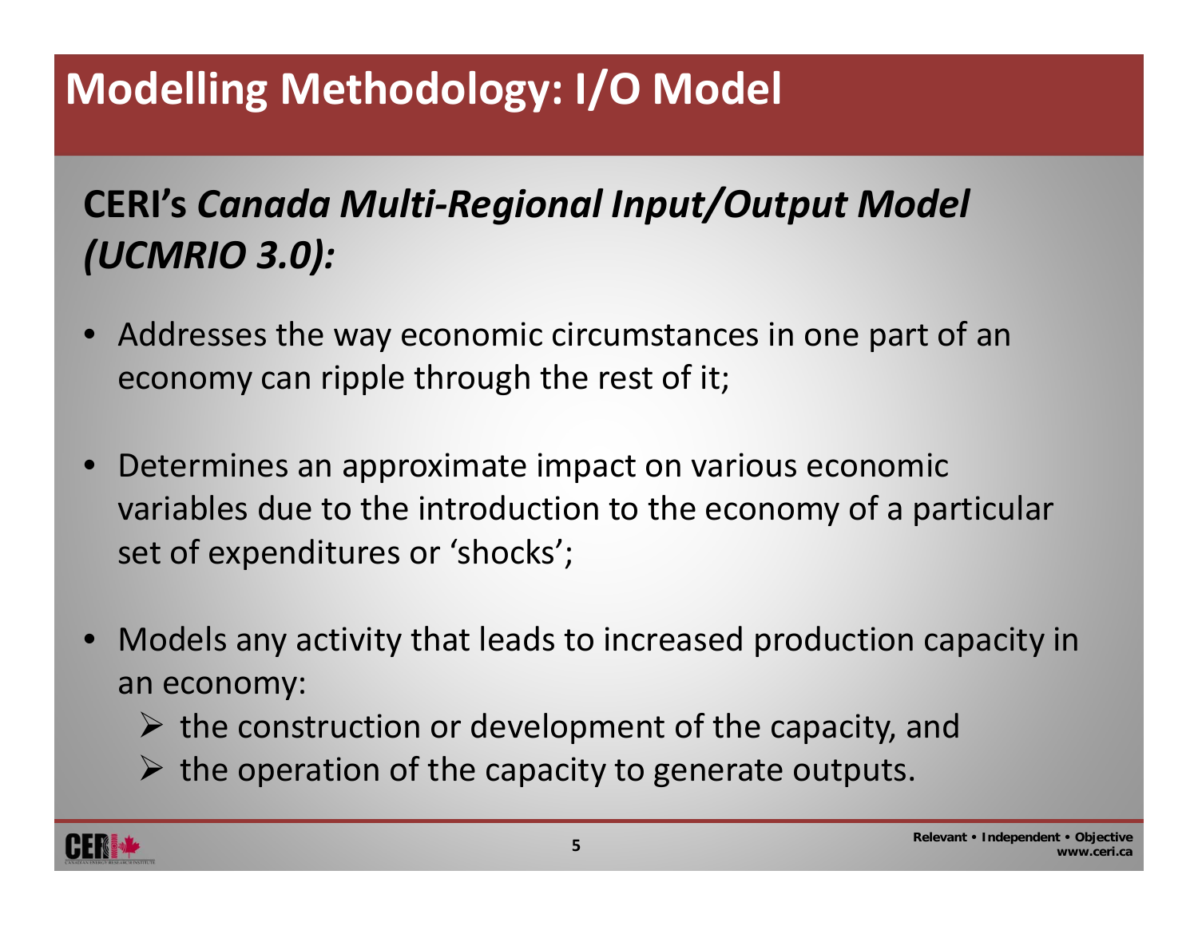# Modelling Methodology: I/O Model

**CERI's *Canada Multi-Regional Input/Output Model (UCMRIO 3.0):***

- Addresses the way economic circumstances in one part of an economy can ripple through the rest of it;
- Determines an approximate impact on various economic variables due to the introduction to the economy of a particular set of expenditures or 'shocks';
- Models any activity that leads to increased production capacity in an economy:
  - the construction or development of the capacity, and
  - the operation of the capacity to generate outputs.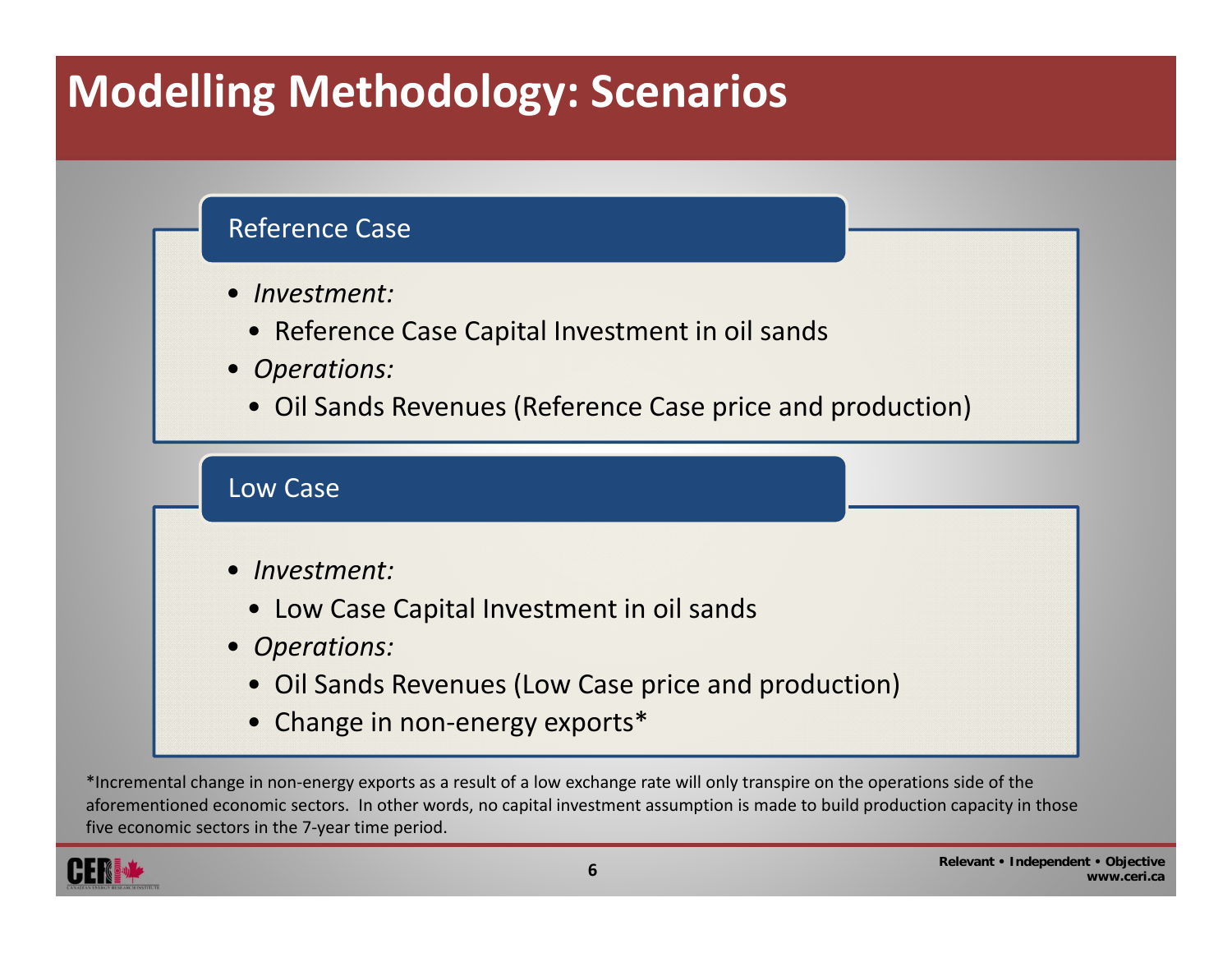# Modelling Methodology: Scenarios

## Reference Case

- *Investment:*
  - Reference Case Capital Investment in oil sands
- *Operations:*
  - Oil Sands Revenues (Reference Case price and production)

## Low Case

- *Investment:*
  - Low Case Capital Investment in oil sands
- *Operations:*
  - Oil Sands Revenues (Low Case price and production)
  - Change in non-energy exports*

*Incremental change in non-energy exports as a result of a low exchange rate will only transpire on the operations side of the aforementioned economic sectors. In other words, no capital investment assumption is made to build production capacity in those five economic sectors in the 7-year time period.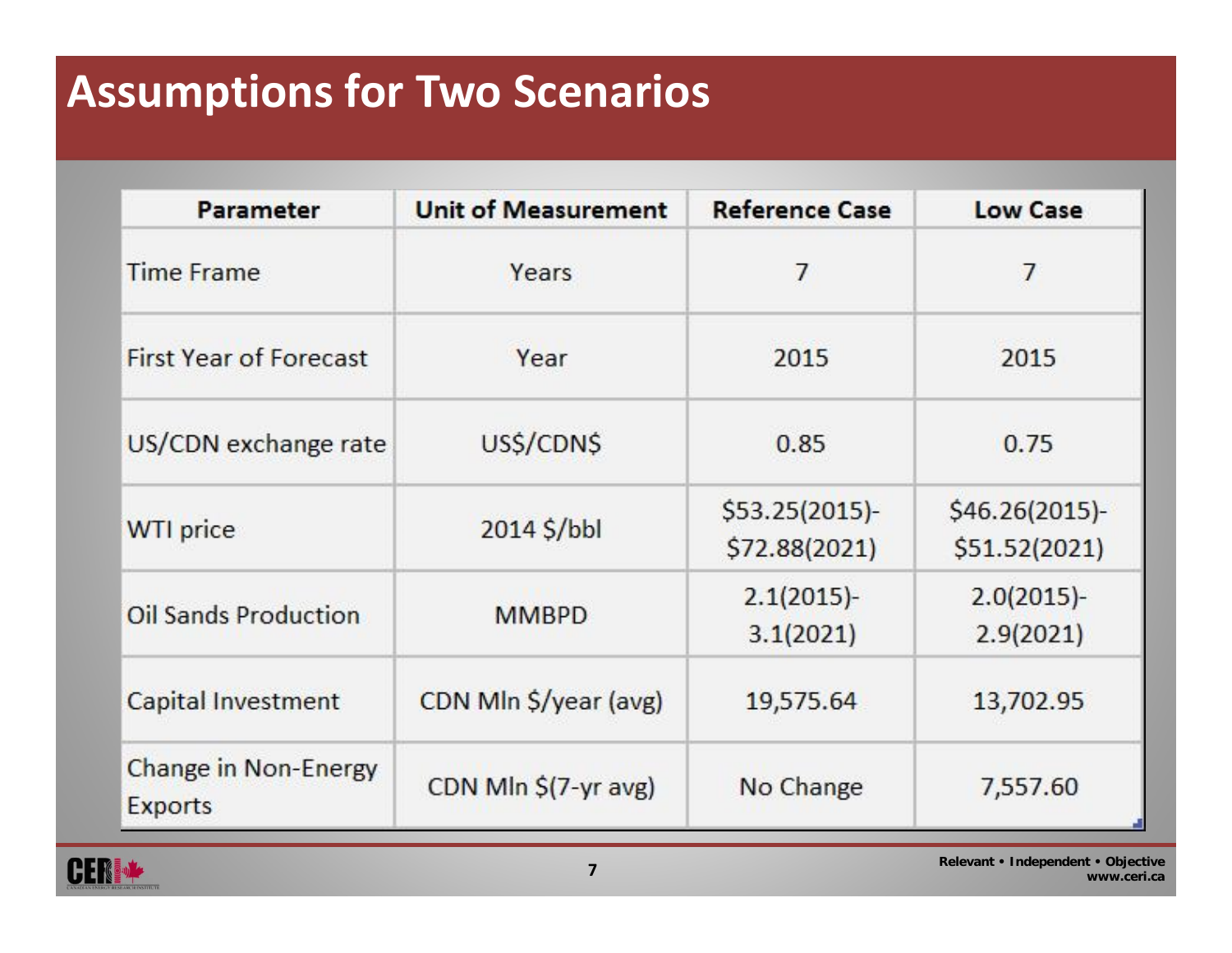# Assumptions for Two Scenarios

| Parameter | Unit of Measurement | Reference Case | Low Case |
|---|---|---|---|
| Time Frame | Years | 7 | 7 |
| First Year of Forecast | Year | 2015 | 2015 |
| US/CDN exchange rate | US$/CDN$ | 0.85 | 0.75 |
| WTI price | 2014 $/bbl | $53.25(2015)-$72.88(2021) | $46.26(2015)-$51.52(2021) |
| Oil Sands Production | MMBPD | 2.1(2015)-3.1(2021) | 2.0(2015)-2.9(2021) |
| Capital Investment | CDN Mln $/year (avg) | 19,575.64 | 13,702.95 |
| Change in Non-Energy Exports | CDN Mln $(7-yr avg) | No Change | 7,557.60 |

Relevant • Independent • Objective
www.ceri.ca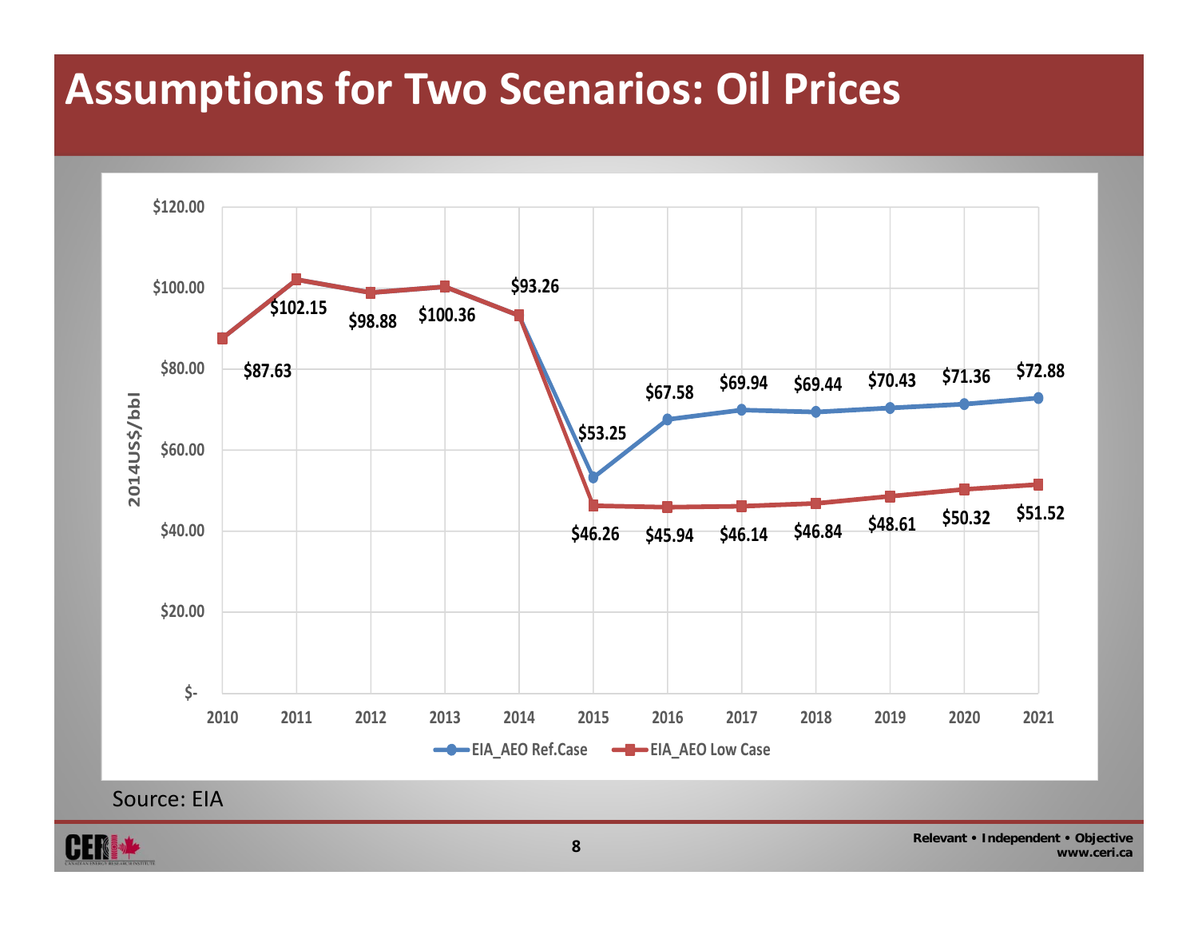# Assumptions for Two Scenarios: Oil Prices

| Year | EIA_AEO Ref.Case | EIA_AEO Low Case |
| --- | --- | --- |
| 2010 | $87.63 | $87.63 |
| 2011 | $102.15 | $102.15 |
| 2012 | $98.88 | $98.88 |
| 2013 | $100.36 | $100.36 |
| 2014 | $93.26 | $93.26 |
| 2015 | $53.25 | $46.26 |
| 2016 | $67.58 | $45.94 |
| 2017 | $69.94 | $46.14 |
| 2018 | $69.44 | $46.84 |
| 2019 | $70.43 | $48.61 |
| 2020 | $71.36 | $50.32 |
| 2021 | $72.88 | $51.52 |

Y-axis: 2014US$/bbl

Source: EIA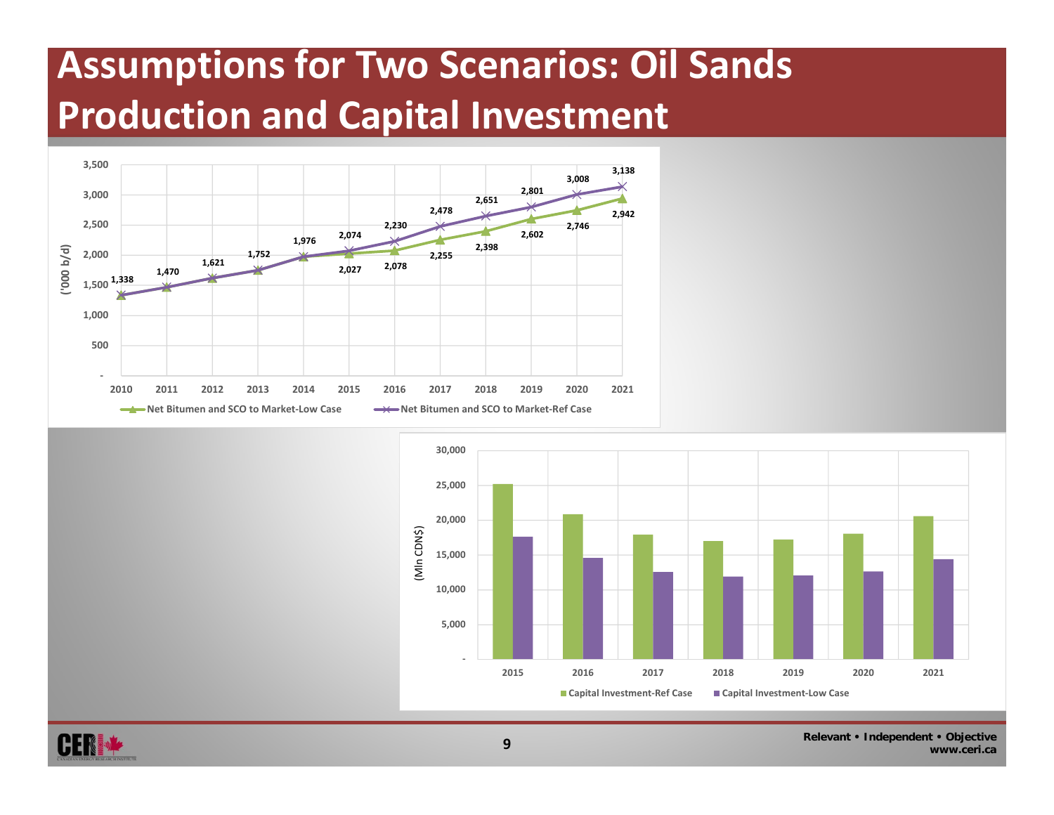# Assumptions for Two Scenarios: Oil Sands Production and Capital Investment

('000 b/d)

| Year | Net Bitumen and SCO to Market-Low Case | Net Bitumen and SCO to Market-Ref Case |
|---|---|---|
| 2010 | 1,338 | 1,338 |
| 2011 | 1,470 | 1,470 |
| 2012 | 1,621 | 1,621 |
| 2013 | 1,752 | 1,752 |
| 2014 | 1,976 | 1,976 |
| 2015 | 2,027 | 2,074 |
| 2016 | 2,078 | 2,230 |
| 2017 | 2,255 | 2,478 |
| 2018 | 2,398 | 2,651 |
| 2019 | 2,602 | 2,801 |
| 2020 | 2,746 | 3,008 |
| 2021 | 2,942 | 3,138 |

(Mln CDN$)

Capital Investment-Ref Case / Capital Investment-Low Case, 2015–2021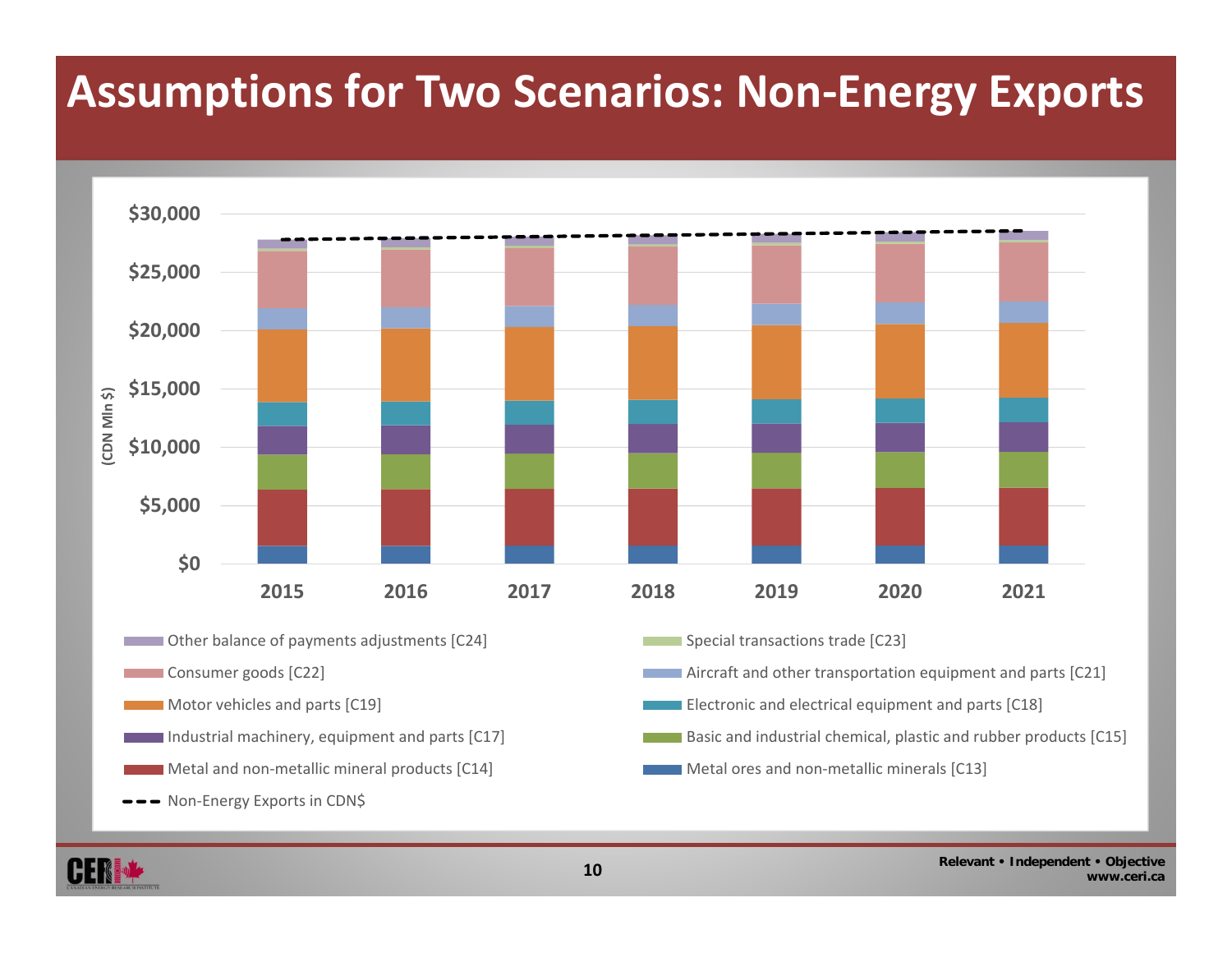# Assumptions for Two Scenarios: Non-Energy Exports

(CDN Mln $)

$30,000
$25,000
$20,000
$15,000
$10,000
$5,000
$0

2015 2016 2017 2018 2019 2020 2021

- Other balance of payments adjustments [C24]
- Special transactions trade [C23]
- Consumer goods [C22]
- Aircraft and other transportation equipment and parts [C21]
- Motor vehicles and parts [C19]
- Electronic and electrical equipment and parts [C18]
- Industrial machinery, equipment and parts [C17]
- Basic and industrial chemical, plastic and rubber products [C15]
- Metal and non-metallic mineral products [C14]
- Metal ores and non-metallic minerals [C13]
- Non-Energy Exports in CDN$

Relevant • Independent • Objective
www.ceri.ca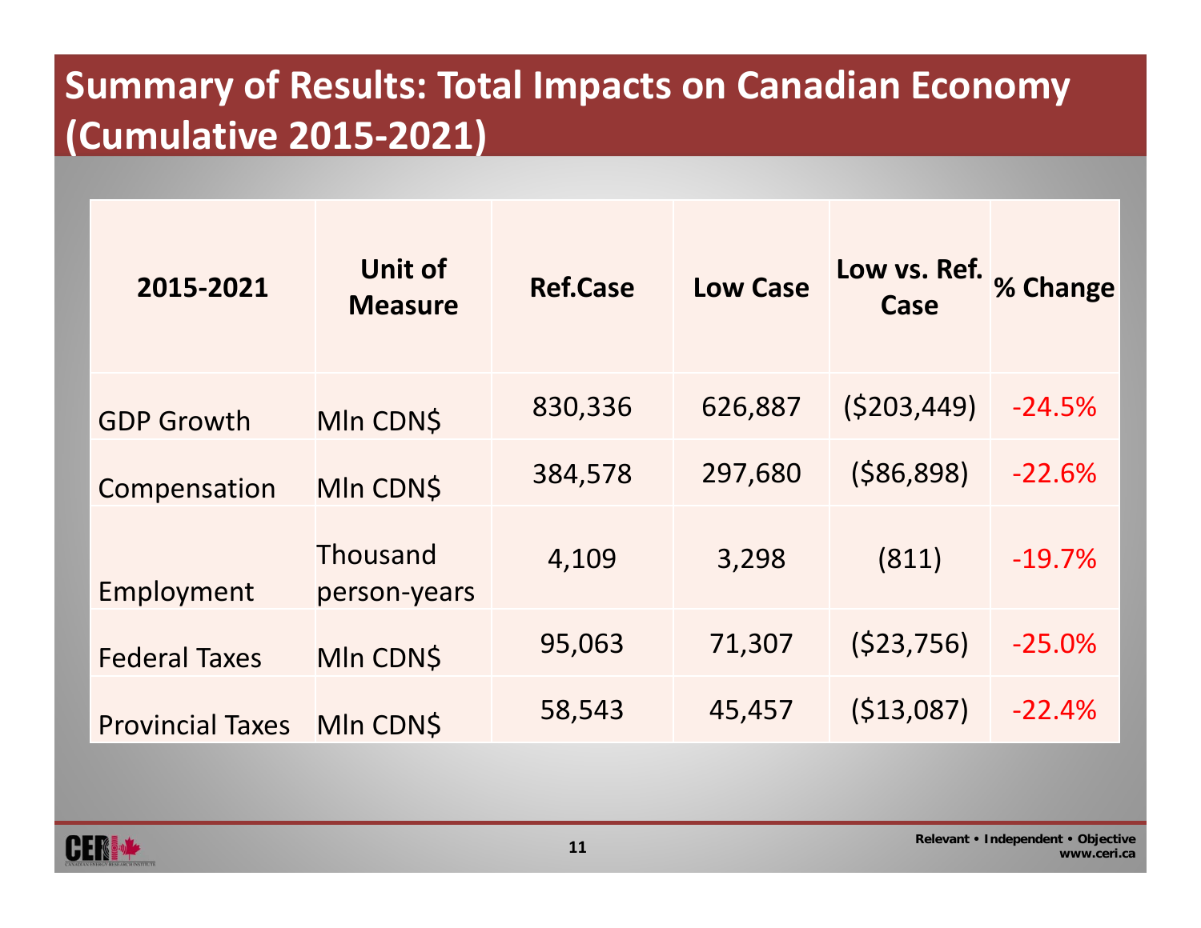# Summary of Results: Total Impacts on Canadian Economy (Cumulative 2015-2021)

| 2015-2021 | Unit of Measure | Ref.Case | Low Case | Low vs. Ref. Case | % Change |
|---|---|---|---|---|---|
| GDP Growth | Mln CDN$ | 830,336 | 626,887 | ($203,449) | -24.5% |
| Compensation | Mln CDN$ | 384,578 | 297,680 | ($86,898) | -22.6% |
| Employment | Thousand person-years | 4,109 | 3,298 | (811) | -19.7% |
| Federal Taxes | Mln CDN$ | 95,063 | 71,307 | ($23,756) | -25.0% |
| Provincial Taxes | Mln CDN$ | 58,543 | 45,457 | ($13,087) | -22.4% |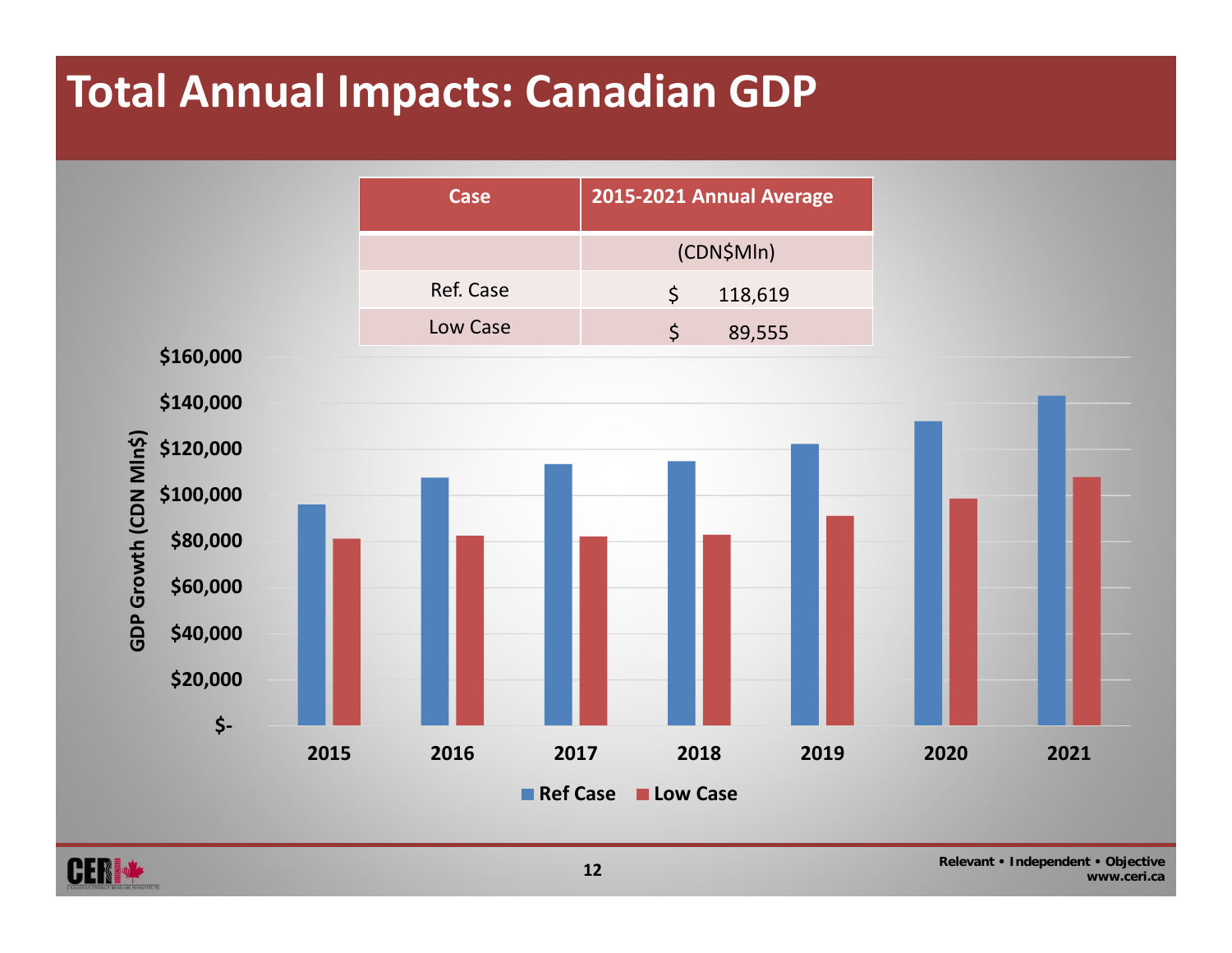# Total Annual Impacts: Canadian GDP

| Case | 2015-2021 Annual Average |
| --- | --- |
| | (CDN$Mln) |
| Ref. Case | $ 118,619 |
| Low Case | $ 89,555 |

GDP Growth (CDN Mln$)

$160,000
$140,000
$120,000
$100,000
$80,000
$60,000
$40,000
$20,000
$-

2015 2016 2017 2018 2019 2020 2021

Ref Case Low Case

Relevant • Independent • Objective
www.ceri.ca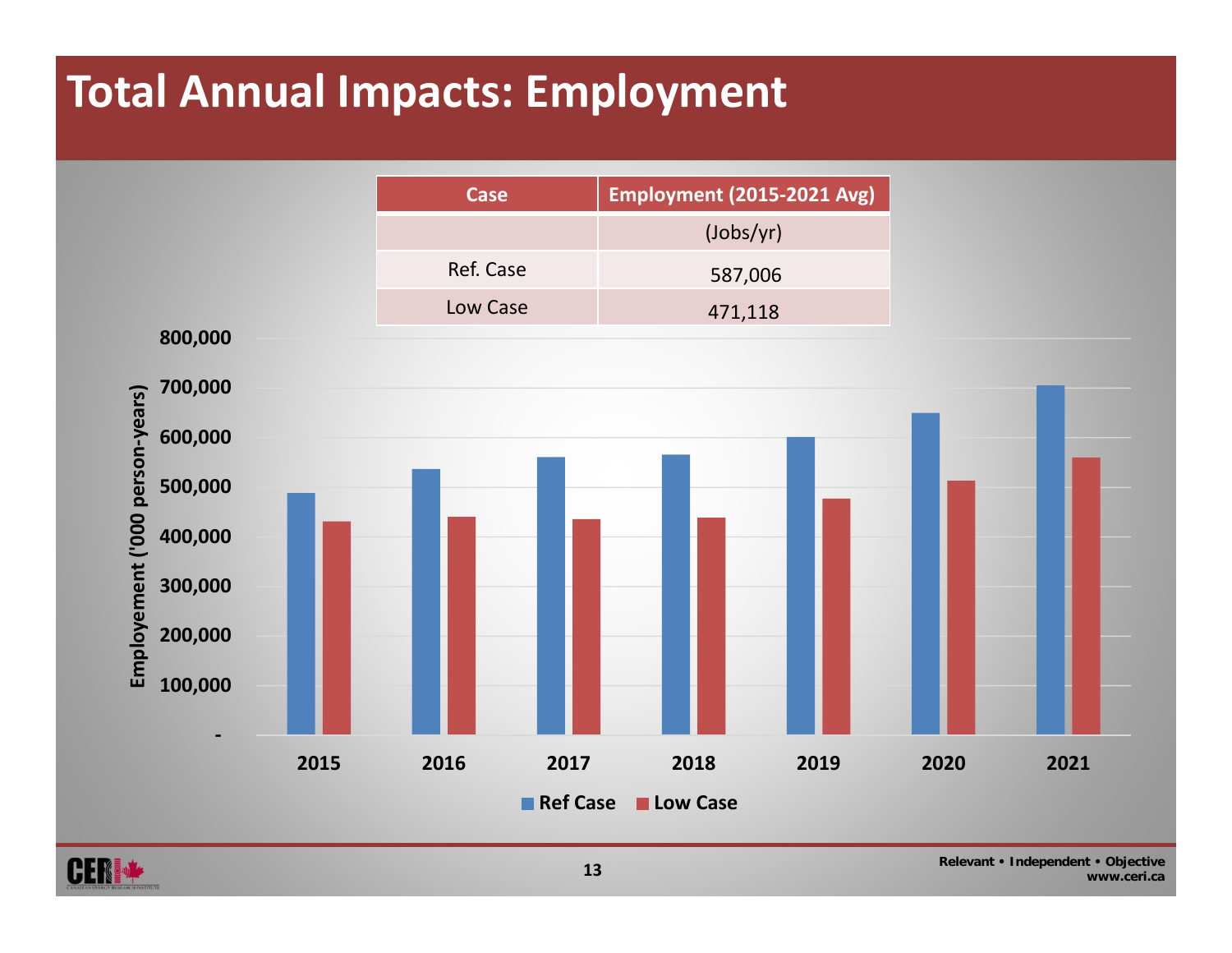# Total Annual Impacts: Employment

| Case | Employment (2015-2021 Avg) |
| --- | --- |
| | (Jobs/yr) |
| Ref. Case | 587,006 |
| Low Case | 471,118 |

Employement ('000 person-years)

Ref Case | Low Case

Relevant • Independent • Objective
www.ceri.ca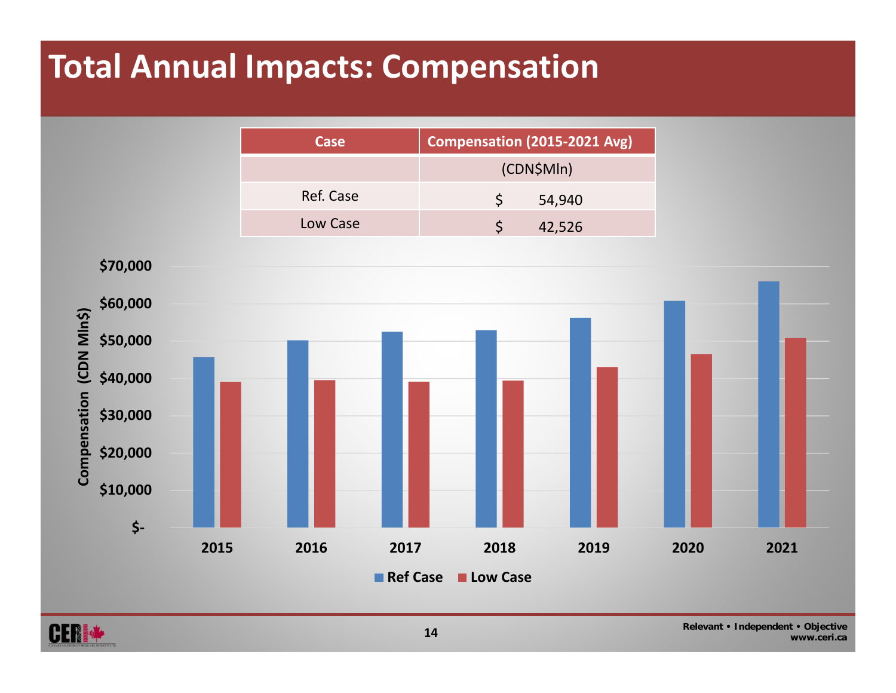# Total Annual Impacts: Compensation

| Case | Compensation (2015-2021 Avg) |
|---|---|
| | (CDN$Mln) |
| Ref. Case | $ 54,940 |
| Low Case | $ 42,526 |

Compensation (CDN Mln$)

$70,000
$60,000
$50,000
$40,000
$30,000
$20,000
$10,000
$-

2015 2016 2017 2018 2019 2020 2021

Ref Case  Low Case

Relevant • Independent • Objective
www.ceri.ca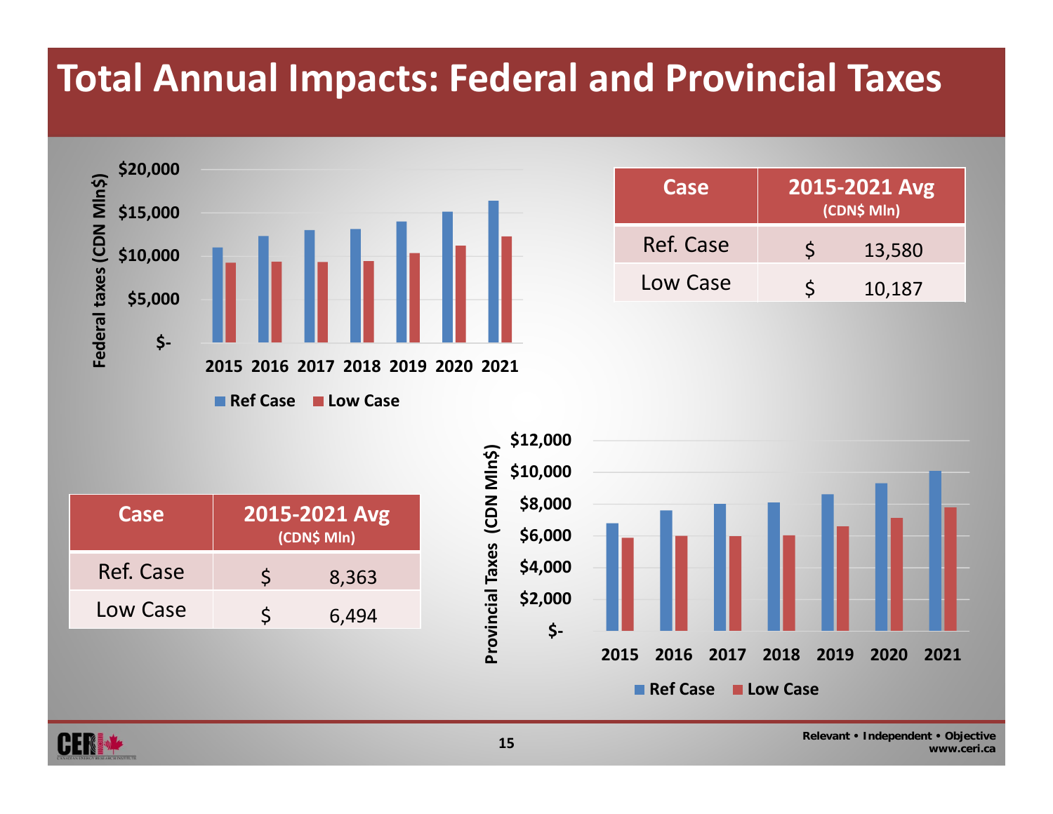# Total Annual Impacts: Federal and Provincial Taxes

| Case | 2015-2021 Avg (CDN$ Mln) |
|---|---|
| Ref. Case | $ 13,580 |
| Low Case | $ 10,187 |

| Case | 2015-2021 Avg (CDN$ Mln) |
|---|---|
| Ref. Case | $ 8,363 |
| Low Case | $ 6,494 |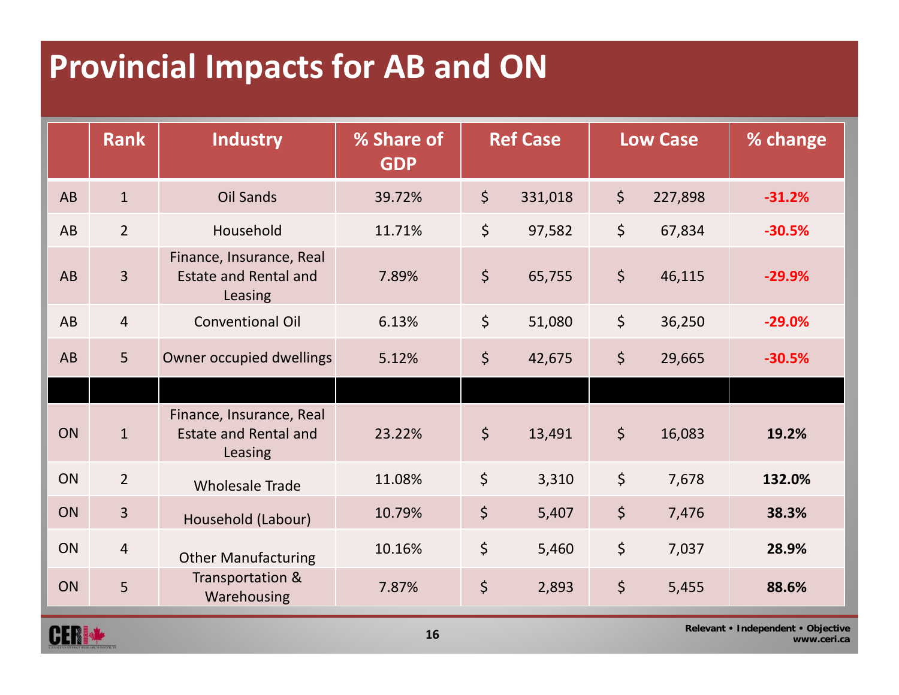# Provincial Impacts for AB and ON

| | Rank | Industry | % Share of GDP | Ref Case | Low Case | % change |
|---|---|---|---|---|---|---|
| AB | 1 | Oil Sands | 39.72% | $ 331,018 | $ 227,898 | **-31.2%** |
| AB | 2 | Household | 11.71% | $ 97,582 | $ 67,834 | **-30.5%** |
| AB | 3 | Finance, Insurance, Real Estate and Rental and Leasing | 7.89% | $ 65,755 | $ 46,115 | **-29.9%** |
| AB | 4 | Conventional Oil | 6.13% | $ 51,080 | $ 36,250 | **-29.0%** |
| AB | 5 | Owner occupied dwellings | 5.12% | $ 42,675 | $ 29,665 | **-30.5%** |
| | | | | | | |
| ON | 1 | Finance, Insurance, Real Estate and Rental and Leasing | 23.22% | $ 13,491 | $ 16,083 | **19.2%** |
| ON | 2 | Wholesale Trade | 11.08% | $ 3,310 | $ 7,678 | **132.0%** |
| ON | 3 | Household (Labour) | 10.79% | $ 5,407 | $ 7,476 | **38.3%** |
| ON | 4 | Other Manufacturing | 10.16% | $ 5,460 | $ 7,037 | **28.9%** |
| ON | 5 | Transportation & Warehousing | 7.87% | $ 2,893 | $ 5,455 | **88.6%** |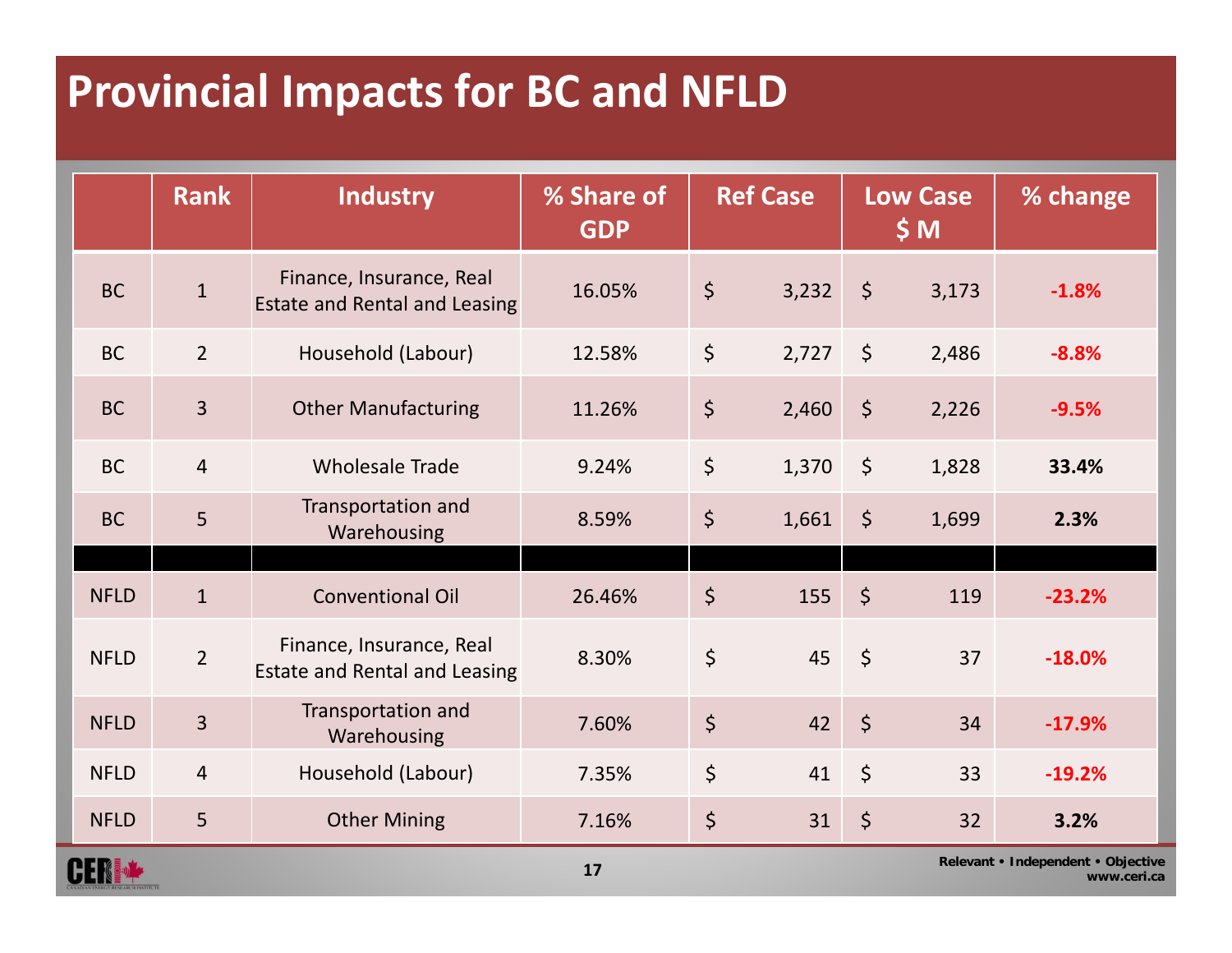# Provincial Impacts for BC and NFLD

| | Rank | Industry | % Share of GDP | Ref Case | Low Case $ M | % change |
|---|---|---|---|---|---|---|
| BC | 1 | Finance, Insurance, Real Estate and Rental and Leasing | 16.05% | $ 3,232 | $ 3,173 | -1.8% |
| BC | 2 | Household (Labour) | 12.58% | $ 2,727 | $ 2,486 | -8.8% |
| BC | 3 | Other Manufacturing | 11.26% | $ 2,460 | $ 2,226 | -9.5% |
| BC | 4 | Wholesale Trade | 9.24% | $ 1,370 | $ 1,828 | 33.4% |
| BC | 5 | Transportation and Warehousing | 8.59% | $ 1,661 | $ 1,699 | 2.3% |
| | | | | | | |
| NFLD | 1 | Conventional Oil | 26.46% | $ 155 | $ 119 | -23.2% |
| NFLD | 2 | Finance, Insurance, Real Estate and Rental and Leasing | 8.30% | $ 45 | $ 37 | -18.0% |
| NFLD | 3 | Transportation and Warehousing | 7.60% | $ 42 | $ 34 | -17.9% |
| NFLD | 4 | Household (Labour) | 7.35% | $ 41 | $ 33 | -19.2% |
| NFLD | 5 | Other Mining | 7.16% | $ 31 | $ 32 | 3.2% |

Relevant • Independent • Objective
www.ceri.ca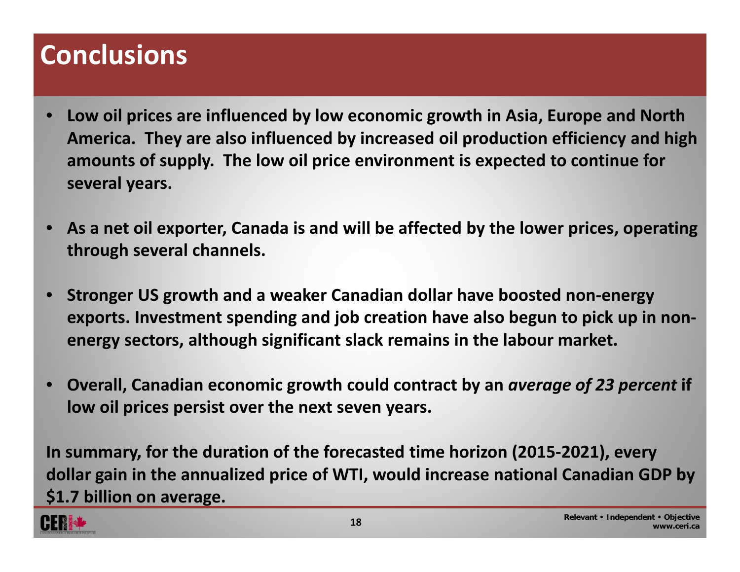# Conclusions

- **Low oil prices are influenced by low economic growth in Asia, Europe and North America. They are also influenced by increased oil production efficiency and high amounts of supply. The low oil price environment is expected to continue for several years.**

- **As a net oil exporter, Canada is and will be affected by the lower prices, operating through several channels.**

- **Stronger US growth and a weaker Canadian dollar have boosted non-energy exports. Investment spending and job creation have also begun to pick up in non-energy sectors, although significant slack remains in the labour market.**

- **Overall, Canadian economic growth could contract by an *average of 23 percent* if low oil prices persist over the next seven years.**

**In summary, for the duration of the forecasted time horizon (2015-2021), every dollar gain in the annualized price of WTI, would increase national Canadian GDP by $1.7 billion on average.**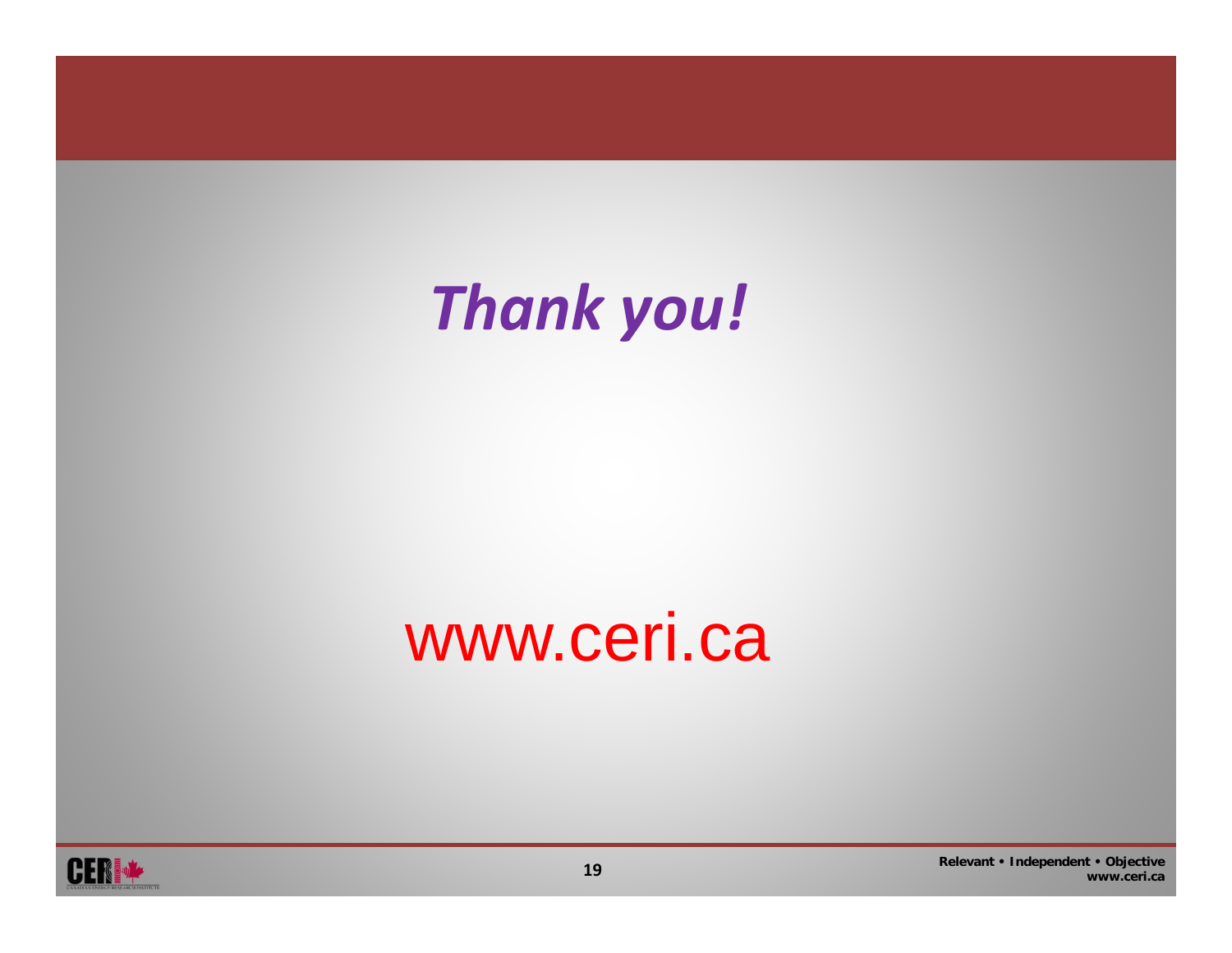*Thank you!*

www.ceri.ca